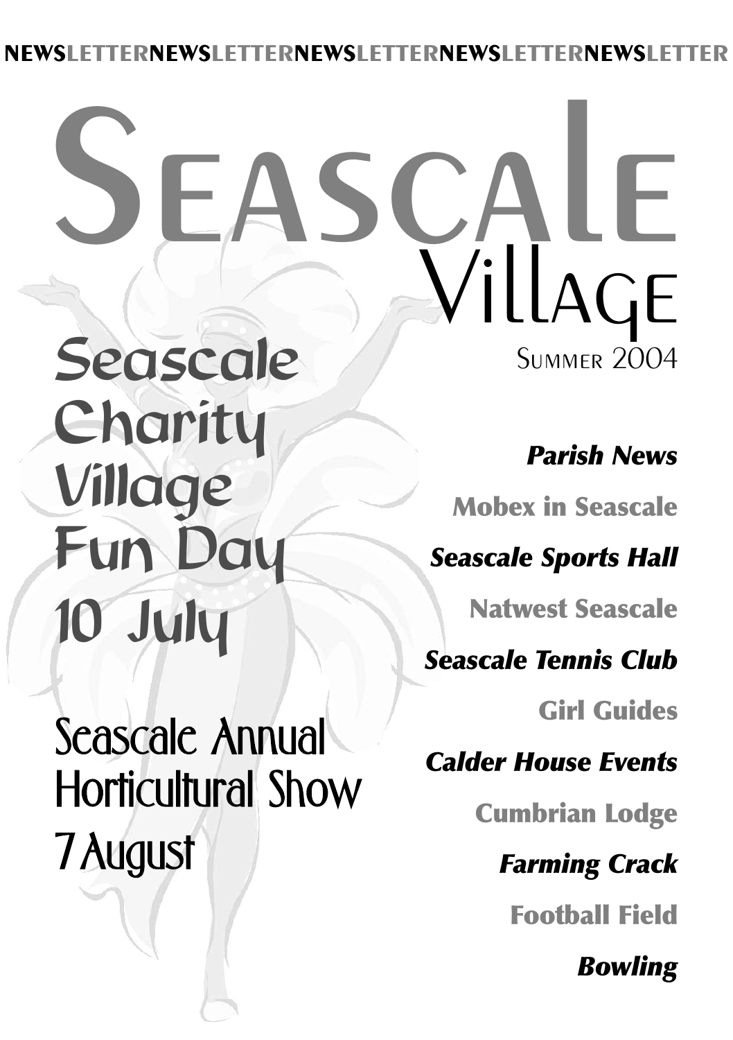NEWSLETTERNEWSLETTERNEWSLETTERNEWSLETTERNEWSLETTER

# Seascale Village

Summer 2004

## Seascale Charity Village Fun Day 10 July

## Seascale Annual Horticultural Show 7 August

***Parish News***

**Mobex in Seascale**

***Seascale Sports Hall***

**Natwest Seascale**

***Seascale Tennis Club***

**Girl Guides**

***Calder House Events***

**Cumbrian Lodge**

***Farming Crack***

**Football Field**

***Bowling***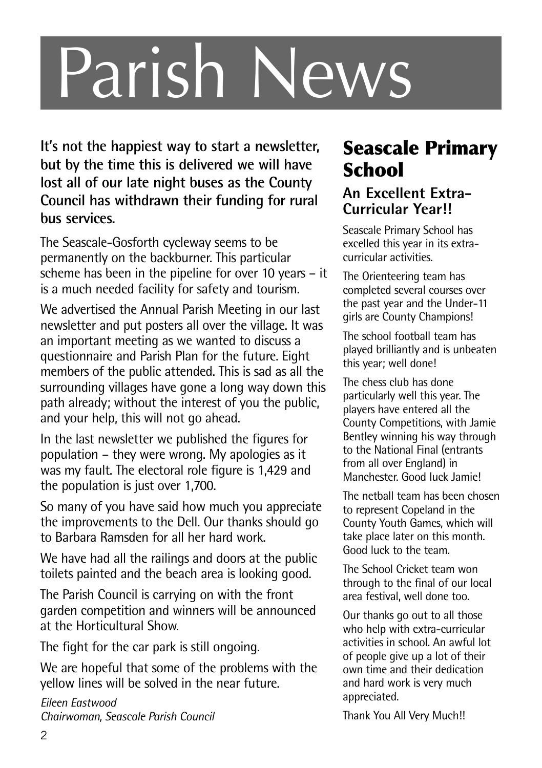# Parish News

**It's not the happiest way to start a newsletter, but by the time this is delivered we will have lost all of our late night buses as the County Council has withdrawn their funding for rural bus services.**

The Seascale-Gosforth cycleway seems to be permanently on the backburner. This particular scheme has been in the pipeline for over 10 years – it is a much needed facility for safety and tourism.

We advertised the Annual Parish Meeting in our last newsletter and put posters all over the village. It was an important meeting as we wanted to discuss a questionnaire and Parish Plan for the future. Eight members of the public attended. This is sad as all the surrounding villages have gone a long way down this path already; without the interest of you the public, and your help, this will not go ahead.

In the last newsletter we published the figures for population – they were wrong. My apologies as it was my fault. The electoral role figure is 1,429 and the population is just over 1,700.

So many of you have said how much you appreciate the improvements to the Dell. Our thanks should go to Barbara Ramsden for all her hard work.

We have had all the railings and doors at the public toilets painted and the beach area is looking good.

The Parish Council is carrying on with the front garden competition and winners will be announced at the Horticultural Show.

The fight for the car park is still ongoing.

We are hopeful that some of the problems with the yellow lines will be solved in the near future.

*Eileen Eastwood*
*Chairwoman, Seascale Parish Council*

## Seascale Primary School

### An Excellent Extra-Curricular Year!!

Seascale Primary School has excelled this year in its extra-curricular activities.

The Orienteering team has completed several courses over the past year and the Under-11 girls are County Champions!

The school football team has played brilliantly and is unbeaten this year; well done!

The chess club has done particularly well this year. The players have entered all the County Competitions, with Jamie Bentley winning his way through to the National Final (entrants from all over England) in Manchester. Good luck Jamie!

The netball team has been chosen to represent Copeland in the County Youth Games, which will take place later on this month. Good luck to the team.

The School Cricket team won through to the final of our local area festival, well done too.

Our thanks go out to all those who help with extra-curricular activities in school. An awful lot of people give up a lot of their own time and their dedication and hard work is very much appreciated.

Thank You All Very Much!!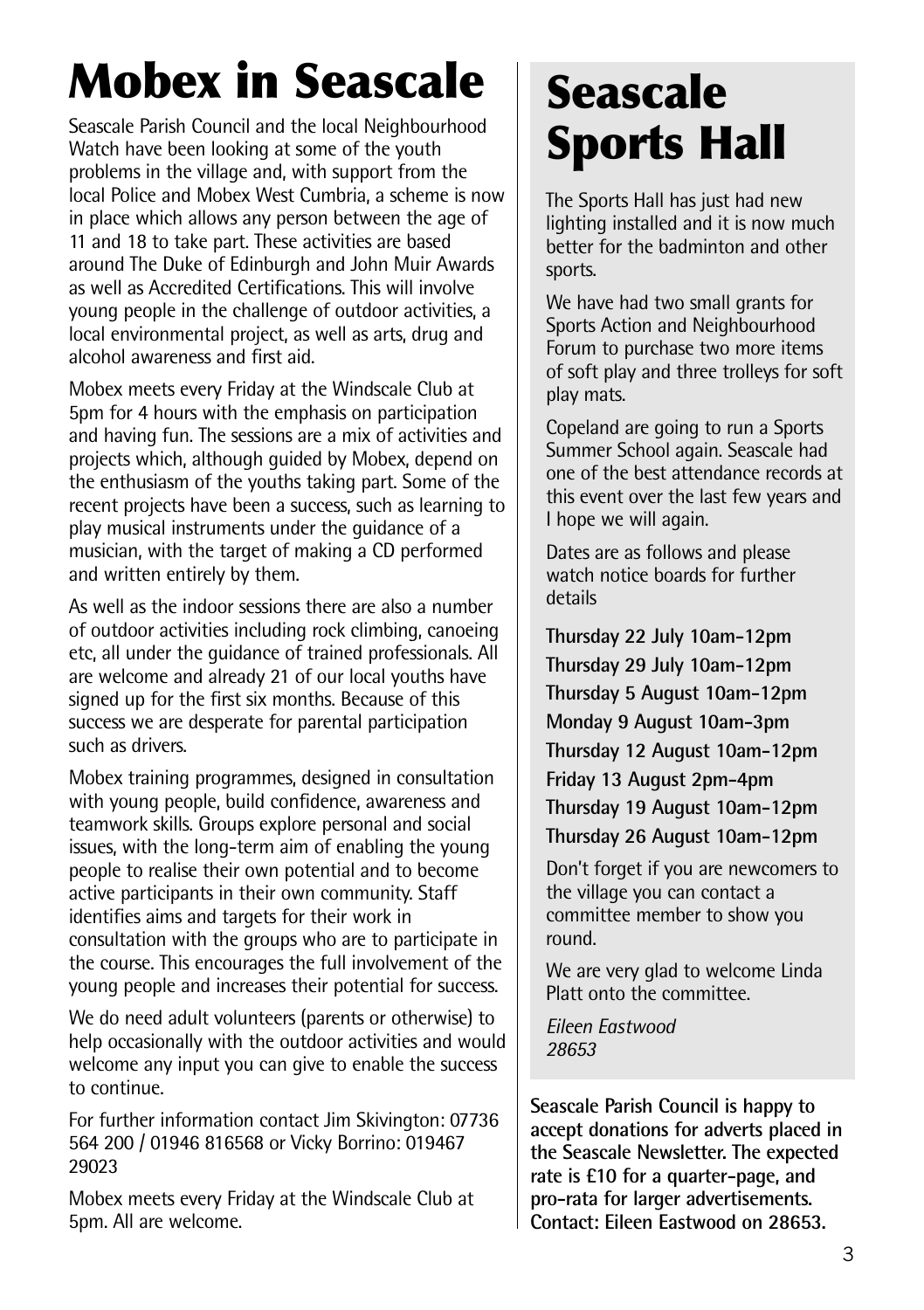# Mobex in Seascale

Seascale Parish Council and the local Neighbourhood Watch have been looking at some of the youth problems in the village and, with support from the local Police and Mobex West Cumbria, a scheme is now in place which allows any person between the age of 11 and 18 to take part. These activities are based around The Duke of Edinburgh and John Muir Awards as well as Accredited Certifications. This will involve young people in the challenge of outdoor activities, a local environmental project, as well as arts, drug and alcohol awareness and first aid.

Mobex meets every Friday at the Windscale Club at 5pm for 4 hours with the emphasis on participation and having fun. The sessions are a mix of activities and projects which, although guided by Mobex, depend on the enthusiasm of the youths taking part. Some of the recent projects have been a success, such as learning to play musical instruments under the guidance of a musician, with the target of making a CD performed and written entirely by them.

As well as the indoor sessions there are also a number of outdoor activities including rock climbing, canoeing etc, all under the guidance of trained professionals. All are welcome and already 21 of our local youths have signed up for the first six months. Because of this success we are desperate for parental participation such as drivers.

Mobex training programmes, designed in consultation with young people, build confidence, awareness and teamwork skills. Groups explore personal and social issues, with the long-term aim of enabling the young people to realise their own potential and to become active participants in their own community. Staff identifies aims and targets for their work in consultation with the groups who are to participate in the course. This encourages the full involvement of the young people and increases their potential for success.

We do need adult volunteers (parents or otherwise) to help occasionally with the outdoor activities and would welcome any input you can give to enable the success to continue.

For further information contact Jim Skivington: 07736 564 200 / 01946 816568 or Vicky Borrino: 019467 29023

Mobex meets every Friday at the Windscale Club at 5pm. All are welcome.

# Seascale Sports Hall

The Sports Hall has just had new lighting installed and it is now much better for the badminton and other sports.

We have had two small grants for Sports Action and Neighbourhood Forum to purchase two more items of soft play and three trolleys for soft play mats.

Copeland are going to run a Sports Summer School again. Seascale had one of the best attendance records at this event over the last few years and I hope we will again.

Dates are as follows and please watch notice boards for further details

**Thursday 22 July 10am-12pm**

**Thursday 29 July 10am-12pm**

**Thursday 5 August 10am-12pm**

**Monday 9 August 10am-3pm**

**Thursday 12 August 10am-12pm**

**Friday 13 August 2pm-4pm**

**Thursday 19 August 10am-12pm**

**Thursday 26 August 10am-12pm**

Don't forget if you are newcomers to the village you can contact a committee member to show you round.

We are very glad to welcome Linda Platt onto the committee.

*Eileen Eastwood*
*28653*

**Seascale Parish Council is happy to accept donations for adverts placed in the Seascale Newsletter. The expected rate is £10 for a quarter-page, and pro-rata for larger advertisements. Contact: Eileen Eastwood on 28653.**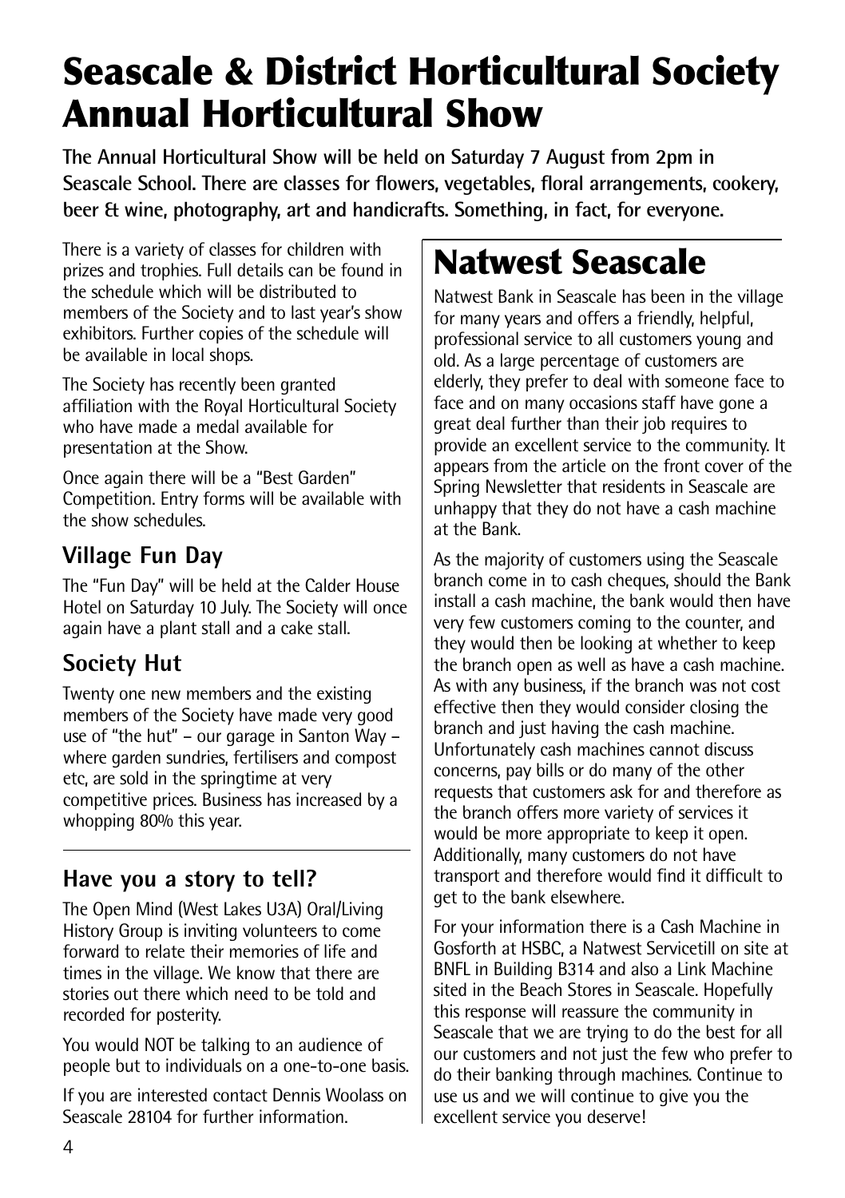# Seascale & District Horticultural Society Annual Horticultural Show

**The Annual Horticultural Show will be held on Saturday 7 August from 2pm in Seascale School. There are classes for flowers, vegetables, floral arrangements, cookery, beer & wine, photography, art and handicrafts. Something, in fact, for everyone.**

There is a variety of classes for children with prizes and trophies. Full details can be found in the schedule which will be distributed to members of the Society and to last year's show exhibitors. Further copies of the schedule will be available in local shops.

The Society has recently been granted affiliation with the Royal Horticultural Society who have made a medal available for presentation at the Show.

Once again there will be a "Best Garden" Competition. Entry forms will be available with the show schedules.

### Village Fun Day

The "Fun Day" will be held at the Calder House Hotel on Saturday 10 July. The Society will once again have a plant stall and a cake stall.

### Society Hut

Twenty one new members and the existing members of the Society have made very good use of "the hut" – our garage in Santon Way – where garden sundries, fertilisers and compost etc, are sold in the springtime at very competitive prices. Business has increased by a whopping 80% this year.

### Have you a story to tell?

The Open Mind (West Lakes U3A) Oral/Living History Group is inviting volunteers to come forward to relate their memories of life and times in the village. We know that there are stories out there which need to be told and recorded for posterity.

You would NOT be talking to an audience of people but to individuals on a one-to-one basis.

If you are interested contact Dennis Woolass on Seascale 28104 for further information.

# Natwest Seascale

Natwest Bank in Seascale has been in the village for many years and offers a friendly, helpful, professional service to all customers young and old. As a large percentage of customers are elderly, they prefer to deal with someone face to face and on many occasions staff have gone a great deal further than their job requires to provide an excellent service to the community. It appears from the article on the front cover of the Spring Newsletter that residents in Seascale are unhappy that they do not have a cash machine at the Bank.

As the majority of customers using the Seascale branch come in to cash cheques, should the Bank install a cash machine, the bank would then have very few customers coming to the counter, and they would then be looking at whether to keep the branch open as well as have a cash machine. As with any business, if the branch was not cost effective then they would consider closing the branch and just having the cash machine. Unfortunately cash machines cannot discuss concerns, pay bills or do many of the other requests that customers ask for and therefore as the branch offers more variety of services it would be more appropriate to keep it open. Additionally, many customers do not have transport and therefore would find it difficult to get to the bank elsewhere.

For your information there is a Cash Machine in Gosforth at HSBC, a Natwest Servicetill on site at BNFL in Building B314 and also a Link Machine sited in the Beach Stores in Seascale. Hopefully this response will reassure the community in Seascale that we are trying to do the best for all our customers and not just the few who prefer to do their banking through machines. Continue to use us and we will continue to give you the excellent service you deserve!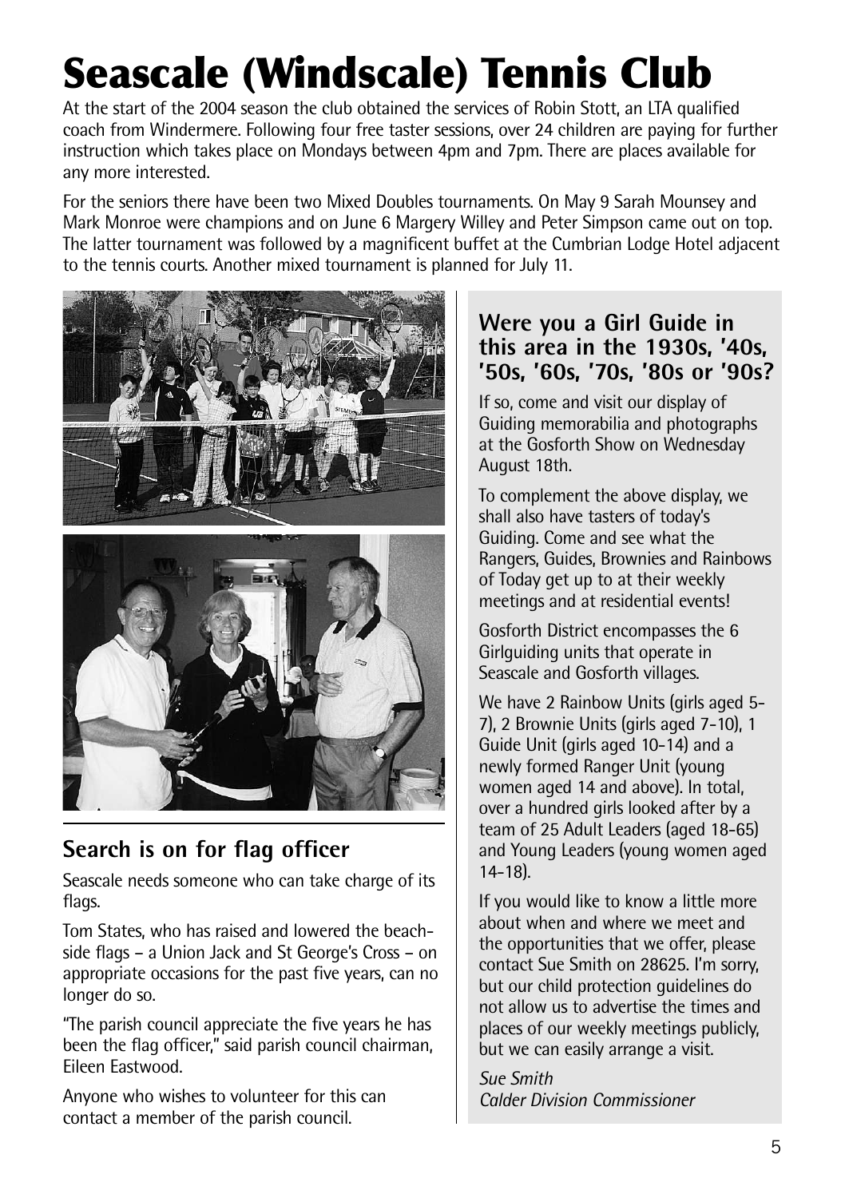# Seascale (Windscale) Tennis Club

At the start of the 2004 season the club obtained the services of Robin Stott, an LTA qualified coach from Windermere. Following four free taster sessions, over 24 children are paying for further instruction which takes place on Mondays between 4pm and 7pm. There are places available for any more interested.

For the seniors there have been two Mixed Doubles tournaments. On May 9 Sarah Mounsey and Mark Monroe were champions and on June 6 Margery Willey and Peter Simpson came out on top. The latter tournament was followed by a magnificent buffet at the Cumbrian Lodge Hotel adjacent to the tennis courts. Another mixed tournament is planned for July 11.

## Search is on for flag officer

Seascale needs someone who can take charge of its flags.

Tom States, who has raised and lowered the beach-side flags – a Union Jack and St George's Cross – on appropriate occasions for the past five years, can no longer do so.

"The parish council appreciate the five years he has been the flag officer," said parish council chairman, Eileen Eastwood.

Anyone who wishes to volunteer for this can contact a member of the parish council.

## Were you a Girl Guide in this area in the 1930s, '40s, '50s, '60s, '70s, '80s or '90s?

If so, come and visit our display of Guiding memorabilia and photographs at the Gosforth Show on Wednesday August 18th.

To complement the above display, we shall also have tasters of today's Guiding. Come and see what the Rangers, Guides, Brownies and Rainbows of Today get up to at their weekly meetings and at residential events!

Gosforth District encompasses the 6 Girlguiding units that operate in Seascale and Gosforth villages.

We have 2 Rainbow Units (girls aged 5-7), 2 Brownie Units (girls aged 7-10), 1 Guide Unit (girls aged 10-14) and a newly formed Ranger Unit (young women aged 14 and above). In total, over a hundred girls looked after by a team of 25 Adult Leaders (aged 18-65) and Young Leaders (young women aged 14-18).

If you would like to know a little more about when and where we meet and the opportunities that we offer, please contact Sue Smith on 28625. I'm sorry, but our child protection guidelines do not allow us to advertise the times and places of our weekly meetings publicly, but we can easily arrange a visit.

*Sue Smith*
*Calder Division Commissioner*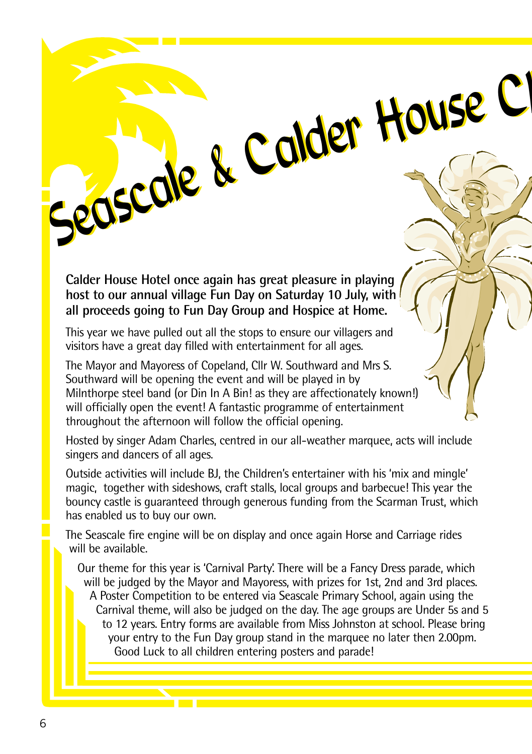# Seascale & Calder House Cl

**Calder House Hotel once again has great pleasure in playing host to our annual village Fun Day on Saturday 10 July, with all proceeds going to Fun Day Group and Hospice at Home.**

This year we have pulled out all the stops to ensure our villagers and visitors have a great day filled with entertainment for all ages.

The Mayor and Mayoress of Copeland, Cllr W. Southward and Mrs S. Southward will be opening the event and will be played in by Milnthorpe steel band (or Din In A Bin! as they are affectionately known!) will officially open the event! A fantastic programme of entertainment throughout the afternoon will follow the official opening.

Hosted by singer Adam Charles, centred in our all-weather marquee, acts will include singers and dancers of all ages.

Outside activities will include BJ, the Children's entertainer with his 'mix and mingle' magic, together with sideshows, craft stalls, local groups and barbecue! This year the bouncy castle is guaranteed through generous funding from the Scarman Trust, which has enabled us to buy our own.

The Seascale fire engine will be on display and once again Horse and Carriage rides will be available.

Our theme for this year is 'Carnival Party'. There will be a Fancy Dress parade, which will be judged by the Mayor and Mayoress, with prizes for 1st, 2nd and 3rd places. A Poster Competition to be entered via Seascale Primary School, again using the Carnival theme, will also be judged on the day. The age groups are Under 5s and 5 to 12 years. Entry forms are available from Miss Johnston at school. Please bring your entry to the Fun Day group stand in the marquee no later then 2.00pm. Good Luck to all children entering posters and parade!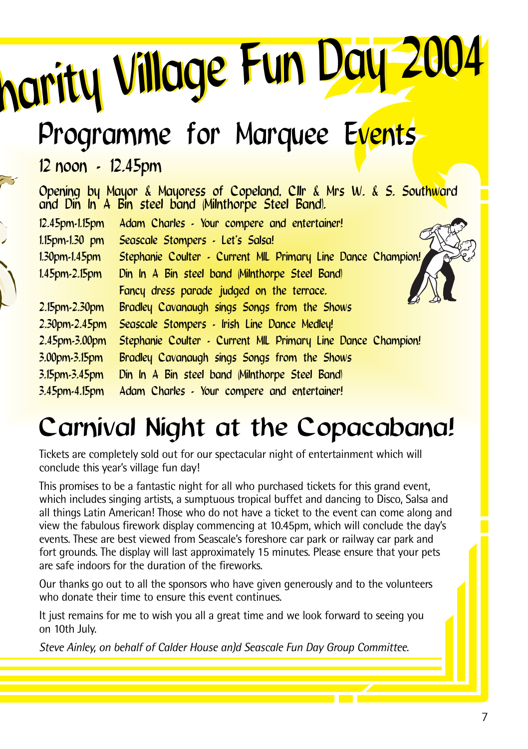# harity Village Fun Day 2004

## Programme for Marquee Events

### 12 noon - 12.45pm

Opening by Mayor & Mayoress of Copeland, Cllr & Mrs W. & S. Southward and Din In A Bin steel band (Milnthorpe Steel Band).

| | |
|---|---|
| 12.45pm-1.15pm | Adam Charles - Your compere and entertainer! |
| 1.15pm-1.30 pm | Seascale Stompers - Let's Salsa! |
| 1.30pm-1.45pm | Stephanie Coulter - Current MIL Primary Line Dance Champion! |
| 1.45pm-2.15pm | Din In A Bin steel band (Milnthorpe Steel Band) Fancy dress parade judged on the terrace. |
| 2.15pm-2.30pm | Bradley Cavanaugh sings Songs from the Shows |
| 2.30pm-2.45pm | Seascale Stompers - Irish Line Dance Medley! |
| 2.45pm-3.00pm | Stephanie Coulter - Current MIL Primary Line Dance Champion! |
| 3.00pm-3.15pm | Bradley Cavanaugh sings Songs from the Shows |
| 3.15pm-3.45pm | Din In A Bin steel band (Milnthorpe Steel Band) |
| 3.45pm-4.15pm | Adam Charles - Your compere and entertainer! |

## Carnival Night at the Copacabana!

Tickets are completely sold out for our spectacular night of entertainment which will conclude this year's village fun day!

This promises to be a fantastic night for all who purchased tickets for this grand event, which includes singing artists, a sumptuous tropical buffet and dancing to Disco, Salsa and all things Latin American! Those who do not have a ticket to the event can come along and view the fabulous firework display commencing at 10.45pm, which will conclude the day's events. These are best viewed from Seascale's foreshore car park or railway car park and fort grounds. The display will last approximately 15 minutes. Please ensure that your pets are safe indoors for the duration of the fireworks.

Our thanks go out to all the sponsors who have given generously and to the volunteers who donate their time to ensure this event continues.

It just remains for me to wish you all a great time and we look forward to seeing you on 10th July.

*Steve Ainley, on behalf of Calder House an)d Seascale Fun Day Group Committee.*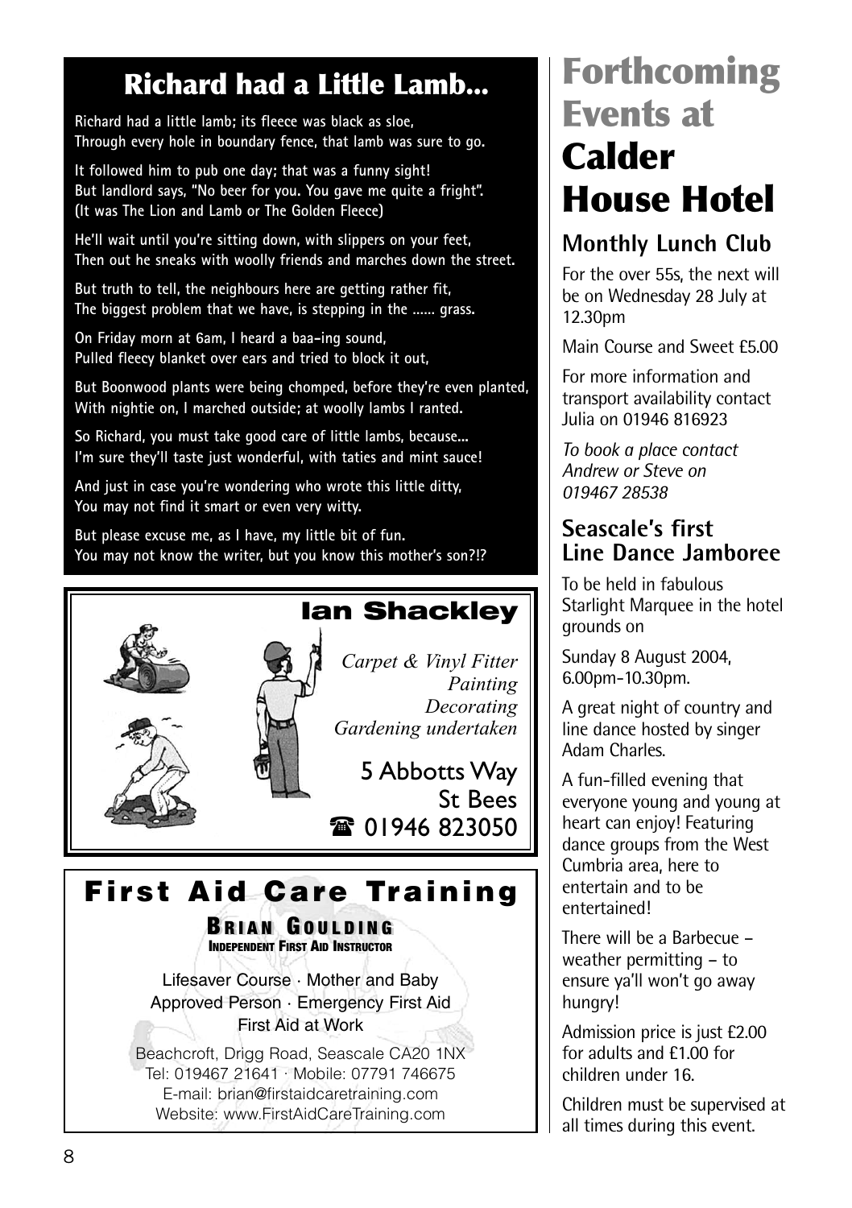## Richard had a Little Lamb...

Richard had a little lamb; its fleece was black as sloe,
Through every hole in boundary fence, that lamb was sure to go.

It followed him to pub one day; that was a funny sight!
But landlord says, "No beer for you. You gave me quite a fright".
(It was The Lion and Lamb or The Golden Fleece)

He'll wait until you're sitting down, with slippers on your feet,
Then out he sneaks with woolly friends and marches down the street.

But truth to tell, the neighbours here are getting rather fit,
The biggest problem that we have, is stepping in the ...... grass.

On Friday morn at 6am, I heard a baa-ing sound,
Pulled fleecy blanket over ears and tried to block it out,

But Boonwood plants were being chomped, before they're even planted,
With nightie on, I marched outside; at woolly lambs I ranted.

So Richard, you must take good care of little lambs, because...
I'm sure they'll taste just wonderful, with taties and mint sauce!

And just in case you're wondering who wrote this little ditty,
You may not find it smart or even very witty.

But please excuse me, as I have, my little bit of fun.
You may not know the writer, but you know this mother's son?!?

## Ian Shackley

*Carpet & Vinyl Fitter*
*Painting*
*Decorating*
*Gardening undertaken*

5 Abbotts Way
St Bees
☎ 01946 823050

## First Aid Care Training

**Brian Goulding**
**Independent First Aid Instructor**

Lifesaver Course · Mother and Baby
Approved Person · Emergency First Aid
First Aid at Work

Beachcroft, Drigg Road, Seascale CA20 1NX
Tel: 019467 21641 · Mobile: 07791 746675
E-mail: brian@firstaidcaretraining.com
Website: www.FirstAidCareTraining.com

# Forthcoming Events at Calder House Hotel

## Monthly Lunch Club

For the over 55s, the next will be on Wednesday 28 July at 12.30pm

Main Course and Sweet £5.00

For more information and transport availability contact Julia on 01946 816923

*To book a place contact Andrew or Steve on 019467 28538*

## Seascale's first Line Dance Jamboree

To be held in fabulous Starlight Marquee in the hotel grounds on

Sunday 8 August 2004, 6.00pm-10.30pm.

A great night of country and line dance hosted by singer Adam Charles.

A fun-filled evening that everyone young and young at heart can enjoy! Featuring dance groups from the West Cumbria area, here to entertain and to be entertained!

There will be a Barbecue – weather permitting – to ensure ya'll won't go away hungry!

Admission price is just £2.00 for adults and £1.00 for children under 16.

Children must be supervised at all times during this event.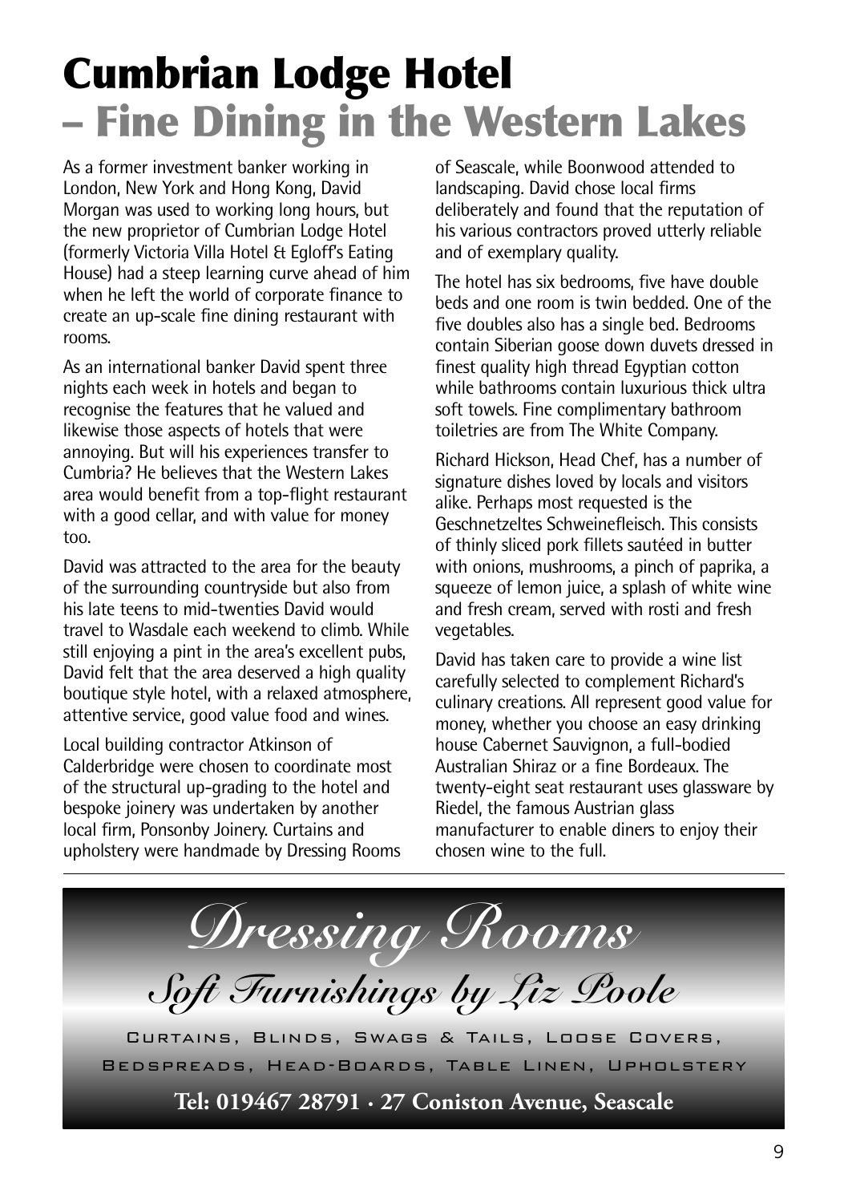# Cumbrian Lodge Hotel
## – Fine Dining in the Western Lakes

As a former investment banker working in London, New York and Hong Kong, David Morgan was used to working long hours, but the new proprietor of Cumbrian Lodge Hotel (formerly Victoria Villa Hotel & Egloff's Eating House) had a steep learning curve ahead of him when he left the world of corporate finance to create an up-scale fine dining restaurant with rooms.

As an international banker David spent three nights each week in hotels and began to recognise the features that he valued and likewise those aspects of hotels that were annoying. But will his experiences transfer to Cumbria? He believes that the Western Lakes area would benefit from a top-flight restaurant with a good cellar, and with value for money too.

David was attracted to the area for the beauty of the surrounding countryside but also from his late teens to mid-twenties David would travel to Wasdale each weekend to climb. While still enjoying a pint in the area's excellent pubs, David felt that the area deserved a high quality boutique style hotel, with a relaxed atmosphere, attentive service, good value food and wines.

Local building contractor Atkinson of Calderbridge were chosen to coordinate most of the structural up-grading to the hotel and bespoke joinery was undertaken by another local firm, Ponsonby Joinery. Curtains and upholstery were handmade by Dressing Rooms of Seascale, while Boonwood attended to landscaping. David chose local firms deliberately and found that the reputation of his various contractors proved utterly reliable and of exemplary quality.

The hotel has six bedrooms, five have double beds and one room is twin bedded. One of the five doubles also has a single bed. Bedrooms contain Siberian goose down duvets dressed in finest quality high thread Egyptian cotton while bathrooms contain luxurious thick ultra soft towels. Fine complimentary bathroom toiletries are from The White Company.

Richard Hickson, Head Chef, has a number of signature dishes loved by locals and visitors alike. Perhaps most requested is the Geschnetzeltes Schweinefleisch. This consists of thinly sliced pork fillets sautéed in butter with onions, mushrooms, a pinch of paprika, a squeeze of lemon juice, a splash of white wine and fresh cream, served with rosti and fresh vegetables.

David has taken care to provide a wine list carefully selected to complement Richard's culinary creations. All represent good value for money, whether you choose an easy drinking house Cabernet Sauvignon, a full-bodied Australian Shiraz or a fine Bordeaux. The twenty-eight seat restaurant uses glassware by Riedel, the famous Austrian glass manufacturer to enable diners to enjoy their chosen wine to the full.

---

*Dressing Rooms*

*Soft Furnishings by Liz Poole*

CURTAINS, BLINDS, SWAGS & TAILS, LOOSE COVERS, BEDSPREADS, HEAD-BOARDS, TABLE LINEN, UPHOLSTERY

**Tel: 019467 28791 · 27 Coniston Avenue, Seascale**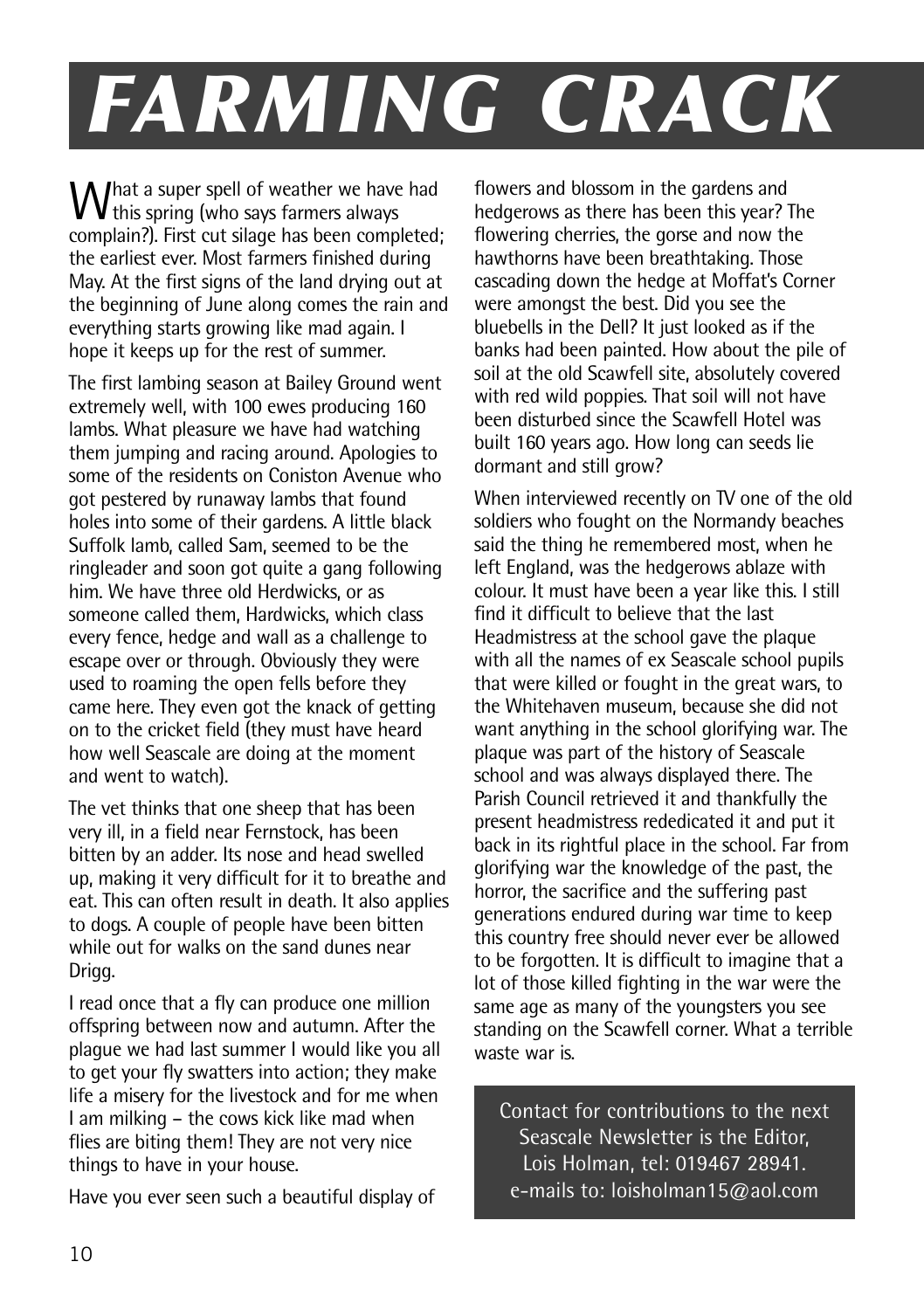# FARMING CRACK

What a super spell of weather we have had this spring (who says farmers always complain?). First cut silage has been completed; the earliest ever. Most farmers finished during May. At the first signs of the land drying out at the beginning of June along comes the rain and everything starts growing like mad again. I hope it keeps up for the rest of summer.

The first lambing season at Bailey Ground went extremely well, with 100 ewes producing 160 lambs. What pleasure we have had watching them jumping and racing around. Apologies to some of the residents on Coniston Avenue who got pestered by runaway lambs that found holes into some of their gardens. A little black Suffolk lamb, called Sam, seemed to be the ringleader and soon got quite a gang following him. We have three old Herdwicks, or as someone called them, Hardwicks, which class every fence, hedge and wall as a challenge to escape over or through. Obviously they were used to roaming the open fells before they came here. They even got the knack of getting on to the cricket field (they must have heard how well Seascale are doing at the moment and went to watch).

The vet thinks that one sheep that has been very ill, in a field near Fernstock, has been bitten by an adder. Its nose and head swelled up, making it very difficult for it to breathe and eat. This can often result in death. It also applies to dogs. A couple of people have been bitten while out for walks on the sand dunes near Drigg.

I read once that a fly can produce one million offspring between now and autumn. After the plague we had last summer I would like you all to get your fly swatters into action; they make life a misery for the livestock and for me when I am milking – the cows kick like mad when flies are biting them! They are not very nice things to have in your house.

Have you ever seen such a beautiful display of flowers and blossom in the gardens and hedgerows as there has been this year? The flowering cherries, the gorse and now the hawthorns have been breathtaking. Those cascading down the hedge at Moffat's Corner were amongst the best. Did you see the bluebells in the Dell? It just looked as if the banks had been painted. How about the pile of soil at the old Scawfell site, absolutely covered with red wild poppies. That soil will not have been disturbed since the Scawfell Hotel was built 160 years ago. How long can seeds lie dormant and still grow?

When interviewed recently on TV one of the old soldiers who fought on the Normandy beaches said the thing he remembered most, when he left England, was the hedgerows ablaze with colour. It must have been a year like this. I still find it difficult to believe that the last Headmistress at the school gave the plaque with all the names of ex Seascale school pupils that were killed or fought in the great wars, to the Whitehaven museum, because she did not want anything in the school glorifying war. The plaque was part of the history of Seascale school and was always displayed there. The Parish Council retrieved it and thankfully the present headmistress rededicated it and put it back in its rightful place in the school. Far from glorifying war the knowledge of the past, the horror, the sacrifice and the suffering past generations endured during war time to keep this country free should never ever be allowed to be forgotten. It is difficult to imagine that a lot of those killed fighting in the war were the same age as many of the youngsters you see standing on the Scawfell corner. What a terrible waste war is.

Contact for contributions to the next Seascale Newsletter is the Editor, Lois Holman, tel: 019467 28941. e-mails to: loisholman15@aol.com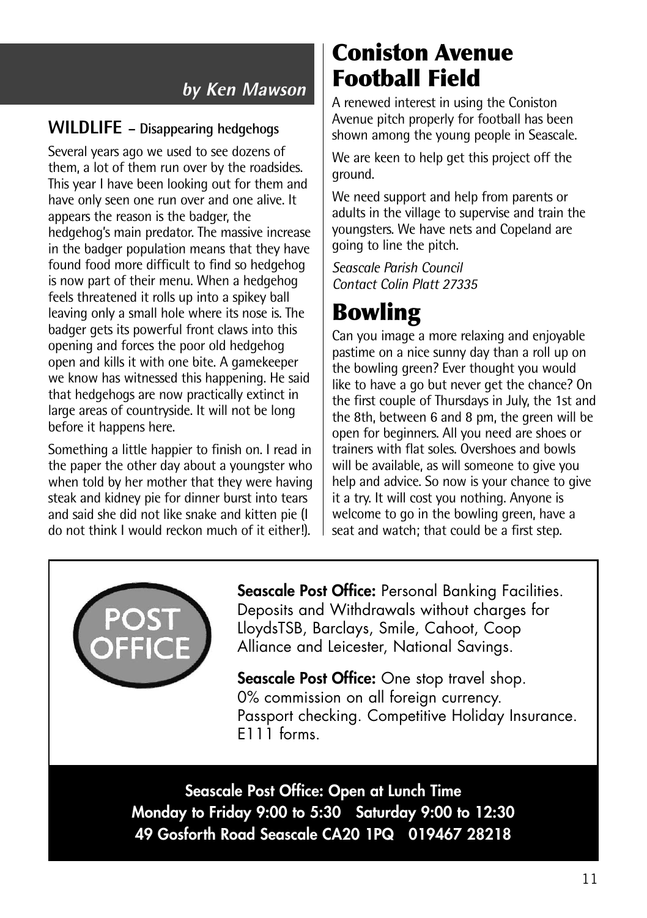*by Ken Mawson*

## WILDLIFE – Disappearing hedgehogs

Several years ago we used to see dozens of them, a lot of them run over by the roadsides. This year I have been looking out for them and have only seen one run over and one alive. It appears the reason is the badger, the hedgehog's main predator. The massive increase in the badger population means that they have found food more difficult to find so hedgehog is now part of their menu. When a hedgehog feels threatened it rolls up into a spikey ball leaving only a small hole where its nose is. The badger gets its powerful front claws into this opening and forces the poor old hedgehog open and kills it with one bite. A gamekeeper we know has witnessed this happening. He said that hedgehogs are now practically extinct in large areas of countryside. It will not be long before it happens here.

Something a little happier to finish on. I read in the paper the other day about a youngster who when told by her mother that they were having steak and kidney pie for dinner burst into tears and said she did not like snake and kitten pie (I do not think I would reckon much of it either!).

# Coniston Avenue Football Field

A renewed interest in using the Coniston Avenue pitch properly for football has been shown among the young people in Seascale.

We are keen to help get this project off the ground.

We need support and help from parents or adults in the village to supervise and train the youngsters. We have nets and Copeland are going to line the pitch.

*Seascale Parish Council*
*Contact Colin Platt 27335*

# Bowling

Can you image a more relaxing and enjoyable pastime on a nice sunny day than a roll up on the bowling green? Ever thought you would like to have a go but never get the chance? On the first couple of Thursdays in July, the 1st and the 8th, between 6 and 8 pm, the green will be open for beginners. All you need are shoes or trainers with flat soles. Overshoes and bowls will be available, as will someone to give you help and advice. So now is your chance to give it a try. It will cost you nothing. Anyone is welcome to go in the bowling green, have a seat and watch; that could be a first step.

POST OFFICE

**Seascale Post Office:** Personal Banking Facilities. Deposits and Withdrawals without charges for LloydsTSB, Barclays, Smile, Cahoot, Coop Alliance and Leicester, National Savings.

**Seascale Post Office:** One stop travel shop. 0% commission on all foreign currency. Passport checking. Competitive Holiday Insurance. E111 forms.

**Seascale Post Office: Open at Lunch Time**
**Monday to Friday 9:00 to 5:30 Saturday 9:00 to 12:30**
**49 Gosforth Road Seascale CA20 1PQ 019467 28218**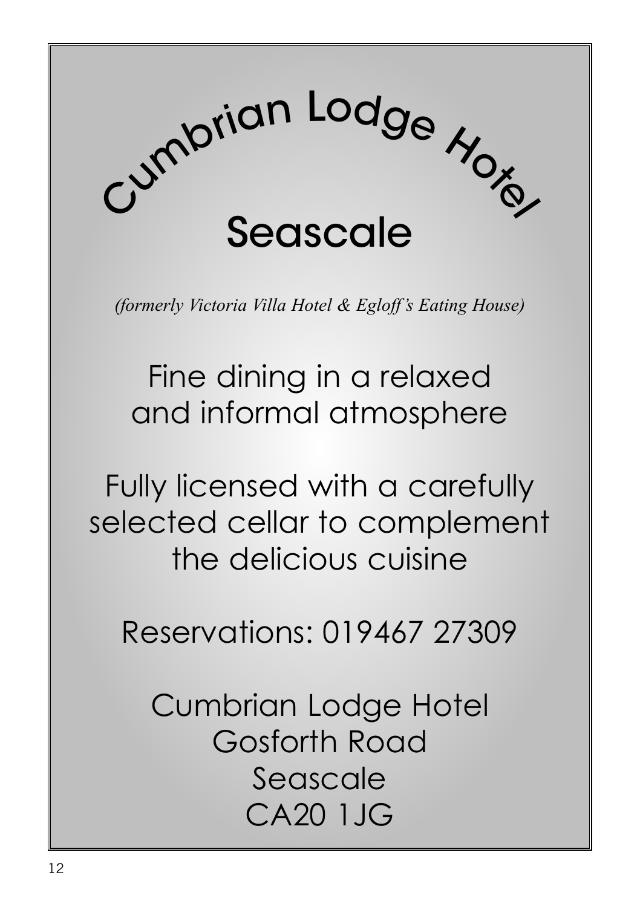# Cumbrian Lodge Hotel

## Seascale

*(formerly Victoria Villa Hotel & Egloff's Eating House)*

Fine dining in a relaxed and informal atmosphere

Fully licensed with a carefully selected cellar to complement the delicious cuisine

Reservations: 019467 27309

Cumbrian Lodge Hotel
Gosforth Road
Seascale
CA20 1JG